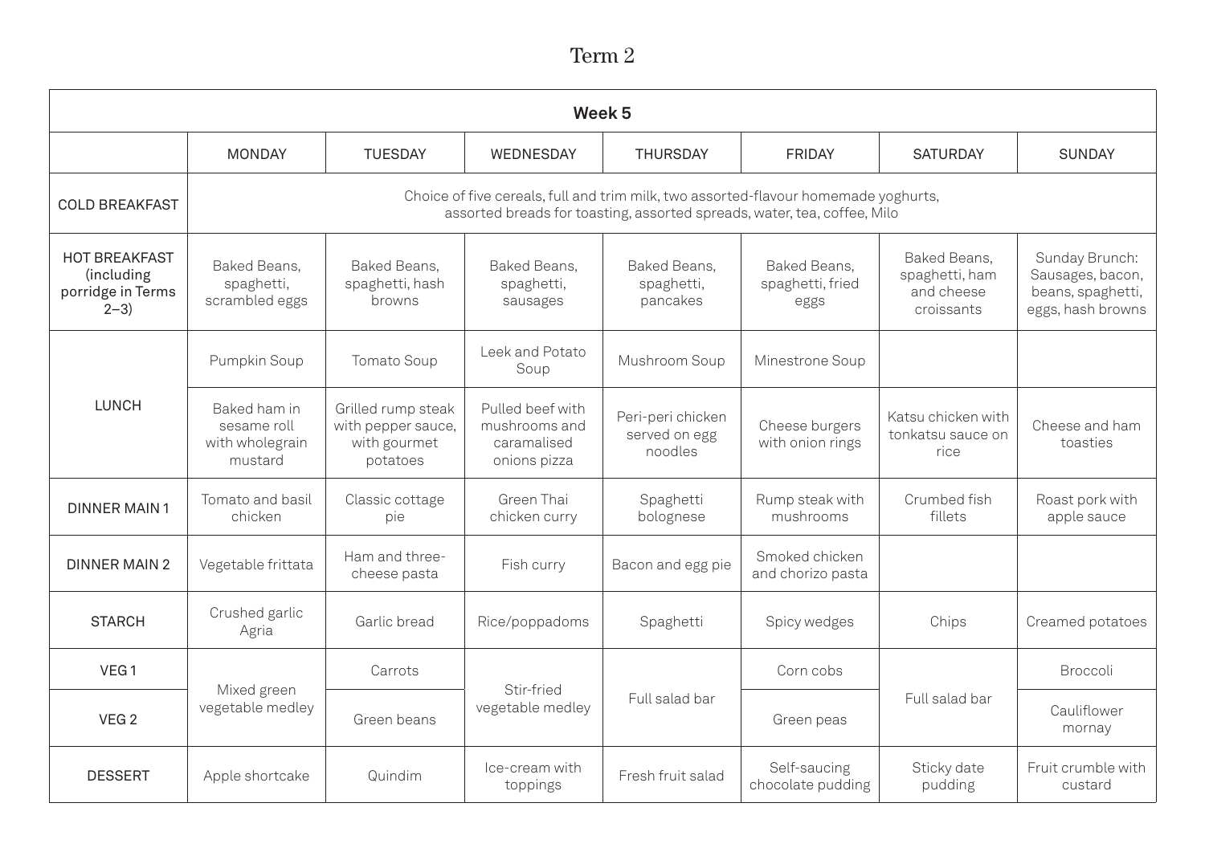# Term 2

| Week 5 | | | | | | | |
|---|---|---|---|---|---|---|---|
| | MONDAY | TUESDAY | WEDNESDAY | THURSDAY | FRIDAY | SATURDAY | SUNDAY |
| COLD BREAKFAST | Choice of five cereals, full and trim milk, two assorted-flavour homemade yoghurts, assorted breads for toasting, assorted spreads, water, tea, coffee, Milo | | | | | | |
| HOT BREAKFAST (including porridge in Terms 2–3) | Baked Beans, spaghetti, scrambled eggs | Baked Beans, spaghetti, hash browns | Baked Beans, spaghetti, sausages | Baked Beans, spaghetti, pancakes | Baked Beans, spaghetti, fried eggs | Baked Beans, spaghetti, ham and cheese croissants | Sunday Brunch: Sausages, bacon, beans, spaghetti, eggs, hash browns |
| LUNCH | Pumpkin Soup | Tomato Soup | Leek and Potato Soup | Mushroom Soup | Minestrone Soup | | |
| | Baked ham in sesame roll with wholegrain mustard | Grilled rump steak with pepper sauce, with gourmet potatoes | Pulled beef with mushrooms and caramalised onions pizza | Peri-peri chicken served on egg noodles | Cheese burgers with onion rings | Katsu chicken with tonkatsu sauce on rice | Cheese and ham toasties |
| DINNER MAIN 1 | Tomato and basil chicken | Classic cottage pie | Green Thai chicken curry | Spaghetti bolognese | Rump steak with mushrooms | Crumbed fish fillets | Roast pork with apple sauce |
| DINNER MAIN 2 | Vegetable frittata | Ham and three-cheese pasta | Fish curry | Bacon and egg pie | Smoked chicken and chorizo pasta | | |
| STARCH | Crushed garlic Agria | Garlic bread | Rice/poppadoms | Spaghetti | Spicy wedges | Chips | Creamed potatoes |
| VEG 1 | Mixed green vegetable medley | Carrots | Stir-fried vegetable medley | Full salad bar | Corn cobs | Full salad bar | Broccoli |
| VEG 2 | | Green beans | | | Green peas | | Cauliflower mornay |
| DESSERT | Apple shortcake | Quindim | Ice-cream with toppings | Fresh fruit salad | Self-saucing chocolate pudding | Sticky date pudding | Fruit crumble with custard |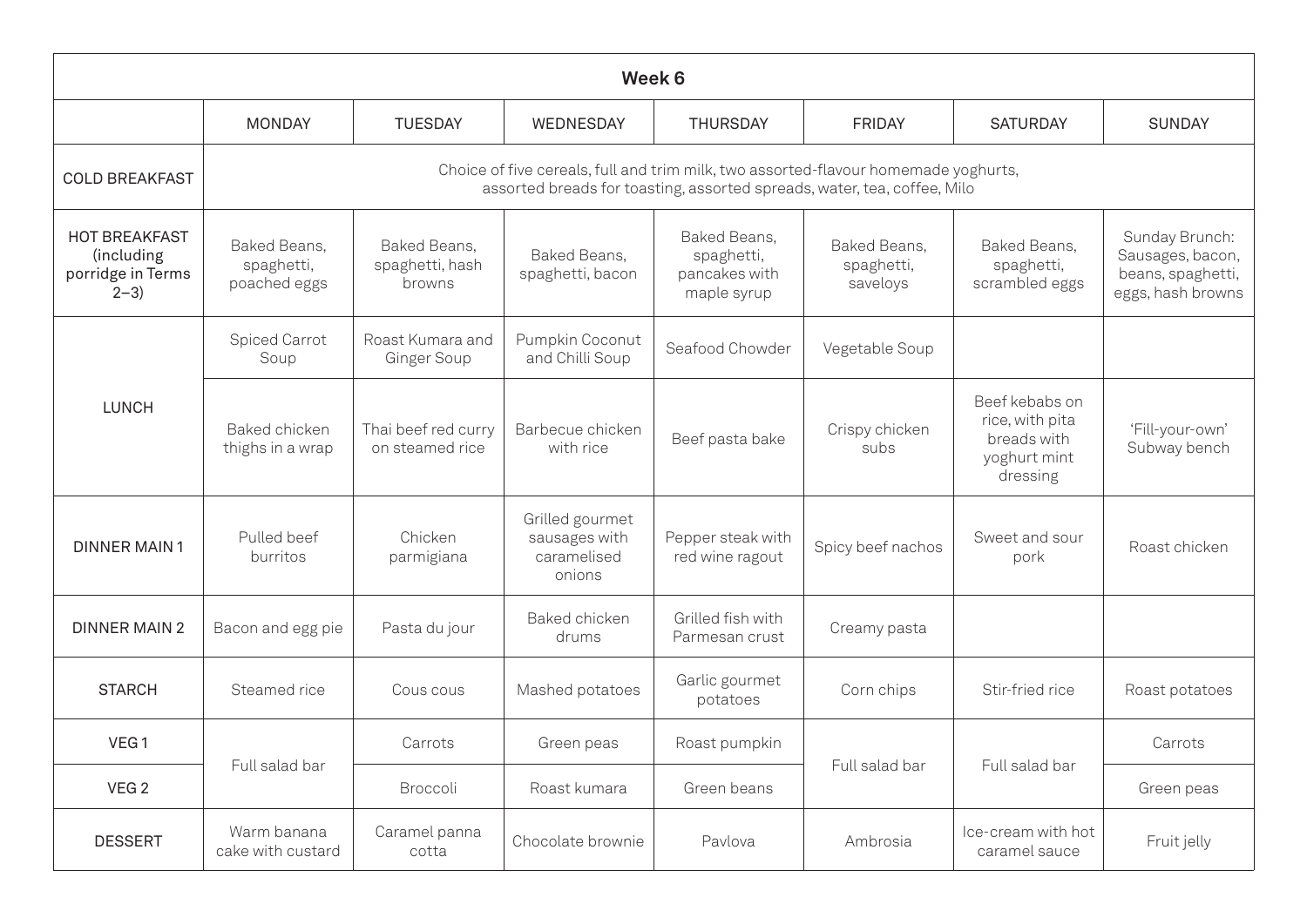## Week 6

| | MONDAY | TUESDAY | WEDNESDAY | THURSDAY | FRIDAY | SATURDAY | SUNDAY |
|---|---|---|---|---|---|---|---|
| COLD BREAKFAST | Choice of five cereals, full and trim milk, two assorted-flavour homemade yoghurts, assorted breads for toasting, assorted spreads, water, tea, coffee, Milo | | | | | | |
| HOT BREAKFAST (including porridge in Terms 2–3) | Baked Beans, spaghetti, poached eggs | Baked Beans, spaghetti, hash browns | Baked Beans, spaghetti, bacon | Baked Beans, spaghetti, pancakes with maple syrup | Baked Beans, spaghetti, saveloys | Baked Beans, spaghetti, scrambled eggs | Sunday Brunch: Sausages, bacon, beans, spaghetti, eggs, hash browns |
| LUNCH | Spiced Carrot Soup | Roast Kumara and Ginger Soup | Pumpkin Coconut and Chilli Soup | Seafood Chowder | Vegetable Soup | | |
| | Baked chicken thighs in a wrap | Thai beef red curry on steamed rice | Barbecue chicken with rice | Beef pasta bake | Crispy chicken subs | Beef kebabs on rice, with pita breads with yoghurt mint dressing | 'Fill-your-own' Subway bench |
| DINNER MAIN 1 | Pulled beef burritos | Chicken parmigiana | Grilled gourmet sausages with caramelised onions | Pepper steak with red wine ragout | Spicy beef nachos | Sweet and sour pork | Roast chicken |
| DINNER MAIN 2 | Bacon and egg pie | Pasta du jour | Baked chicken drums | Grilled fish with Parmesan crust | Creamy pasta | | |
| STARCH | Steamed rice | Cous cous | Mashed potatoes | Garlic gourmet potatoes | Corn chips | Stir-fried rice | Roast potatoes |
| VEG 1 | Full salad bar | Carrots | Green peas | Roast pumpkin | Full salad bar | Full salad bar | Carrots |
| VEG 2 | | Broccoli | Roast kumara | Green beans | | | Green peas |
| DESSERT | Warm banana cake with custard | Caramel panna cotta | Chocolate brownie | Pavlova | Ambrosia | Ice-cream with hot caramel sauce | Fruit jelly |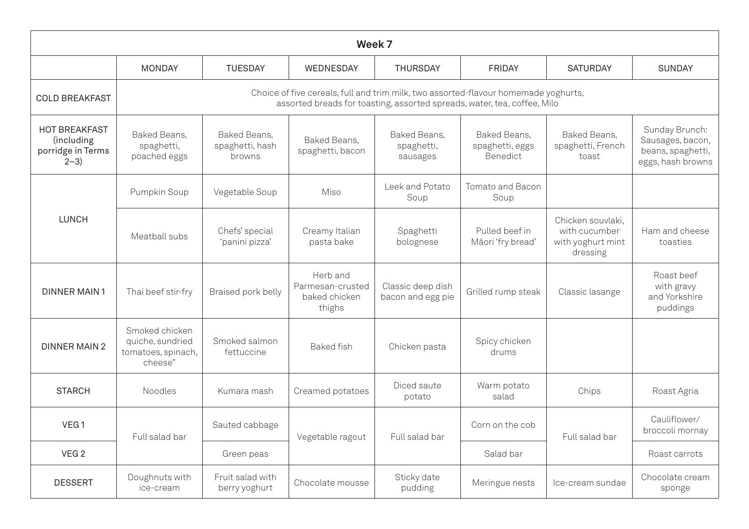| Week 7 | | | | | | | |
|---|---|---|---|---|---|---|---|
| | MONDAY | TUESDAY | WEDNESDAY | THURSDAY | FRIDAY | SATURDAY | SUNDAY |
| COLD BREAKFAST | Choice of five cereals, full and trim milk, two assorted-flavour homemade yoghurts, assorted breads for toasting, assorted spreads, water, tea, coffee, Milo | | | | | | |
| HOT BREAKFAST (including porridge in Terms 2–3) | Baked Beans, spaghetti, poached eggs | Baked Beans, spaghetti, hash browns | Baked Beans, spaghetti, bacon | Baked Beans, spaghetti, sausages | Baked Beans, spaghetti, eggs Benedict | Baked Beans, spaghetti, French toast | Sunday Brunch: Sausages, bacon, beans, spaghetti, eggs, hash browns |
| LUNCH | Pumpkin Soup | Vegetable Soup | Miso | Leek and Potato Soup | Tomato and Bacon Soup | | |
| | Meatball subs | Chefs' special 'panini pizza' | Creamy Italian pasta bake | Spaghetti bolognese | Pulled beef in Māori 'fry bread' | Chicken souvlaki, with cucumber with yoghurt mint dressing | Ham and cheese toasties |
| DINNER MAIN 1 | Thai beef stir-fry | Braised pork belly | Herb and Parmesan-crusted baked chicken thighs | Classic deep dish bacon and egg pie | Grilled rump steak | Classic lasange | Roast beef with gravy and Yorkshire puddings |
| DINNER MAIN 2 | Smoked chicken quiche, sundried tomatoes, spinach, cheese" | Smoked salmon fettuccine | Baked fish | Chicken pasta | Spicy chicken drums | | |
| STARCH | Noodles | Kumara mash | Creamed potatoes | Diced saute potato | Warm potato salad | Chips | Roast Agria |
| VEG 1 | Full salad bar | Sauted cabbage | Vegetable ragout | Full salad bar | Corn on the cob | Full salad bar | Cauliflower/ broccoli mornay |
| VEG 2 | | Green peas | | | Salad bar | | Roast carrots |
| DESSERT | Doughnuts with ice-cream | Fruit salad with berry yoghurt | Chocolate mousse | Sticky date pudding | Meringue nests | Ice-cream sundae | Chocolate cream sponge |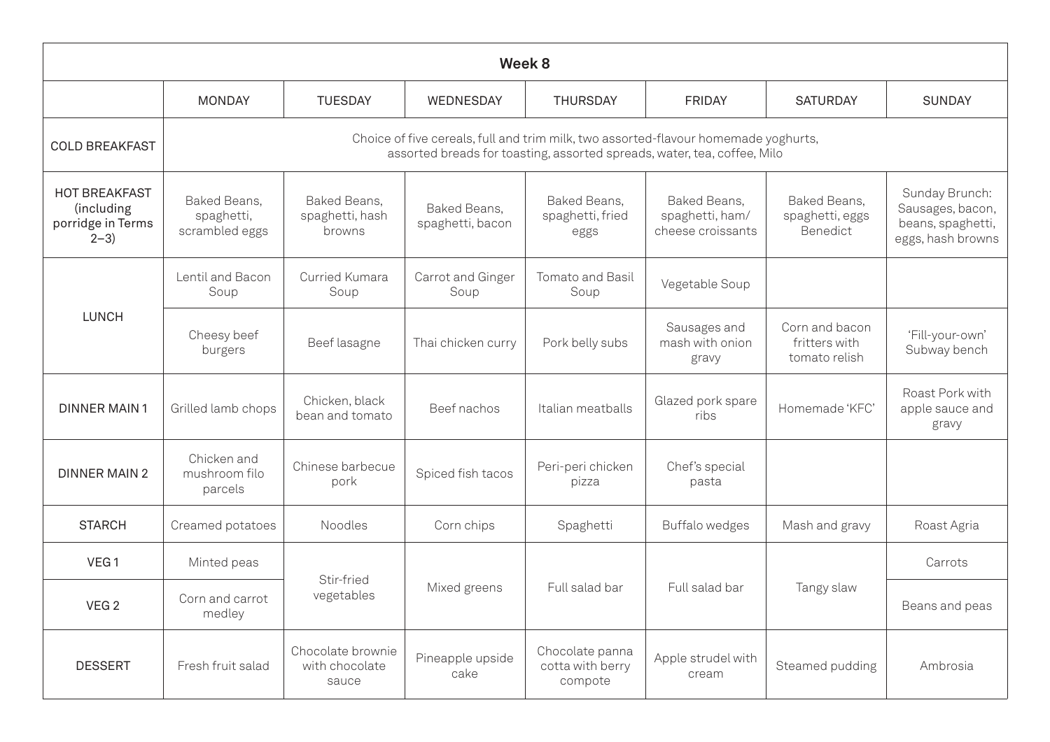| Week 8 | | | | | | | |
|---|---|---|---|---|---|---|---|
| | MONDAY | TUESDAY | WEDNESDAY | THURSDAY | FRIDAY | SATURDAY | SUNDAY |
| COLD BREAKFAST | Choice of five cereals, full and trim milk, two assorted-flavour homemade yoghurts, assorted breads for toasting, assorted spreads, water, tea, coffee, Milo | | | | | | |
| HOT BREAKFAST (including porridge in Terms 2–3) | Baked Beans, spaghetti, scrambled eggs | Baked Beans, spaghetti, hash browns | Baked Beans, spaghetti, bacon | Baked Beans, spaghetti, fried eggs | Baked Beans, spaghetti, ham/ cheese croissants | Baked Beans, spaghetti, eggs Benedict | Sunday Brunch: Sausages, bacon, beans, spaghetti, eggs, hash browns |
| LUNCH | Lentil and Bacon Soup | Curried Kumara Soup | Carrot and Ginger Soup | Tomato and Basil Soup | Vegetable Soup | | |
| | Cheesy beef burgers | Beef lasagne | Thai chicken curry | Pork belly subs | Sausages and mash with onion gravy | Corn and bacon fritters with tomato relish | 'Fill-your-own' Subway bench |
| DINNER MAIN 1 | Grilled lamb chops | Chicken, black bean and tomato | Beef nachos | Italian meatballs | Glazed pork spare ribs | Homemade 'KFC' | Roast Pork with apple sauce and gravy |
| DINNER MAIN 2 | Chicken and mushroom filo parcels | Chinese barbecue pork | Spiced fish tacos | Peri-peri chicken pizza | Chef's special pasta | | |
| STARCH | Creamed potatoes | Noodles | Corn chips | Spaghetti | Buffalo wedges | Mash and gravy | Roast Agria |
| VEG 1 | Minted peas | Stir-fried vegetables | Mixed greens | Full salad bar | Full salad bar | Tangy slaw | Carrots |
| VEG 2 | Corn and carrot medley | | | | | | Beans and peas |
| DESSERT | Fresh fruit salad | Chocolate brownie with chocolate sauce | Pineapple upside cake | Chocolate panna cotta with berry compote | Apple strudel with cream | Steamed pudding | Ambrosia |